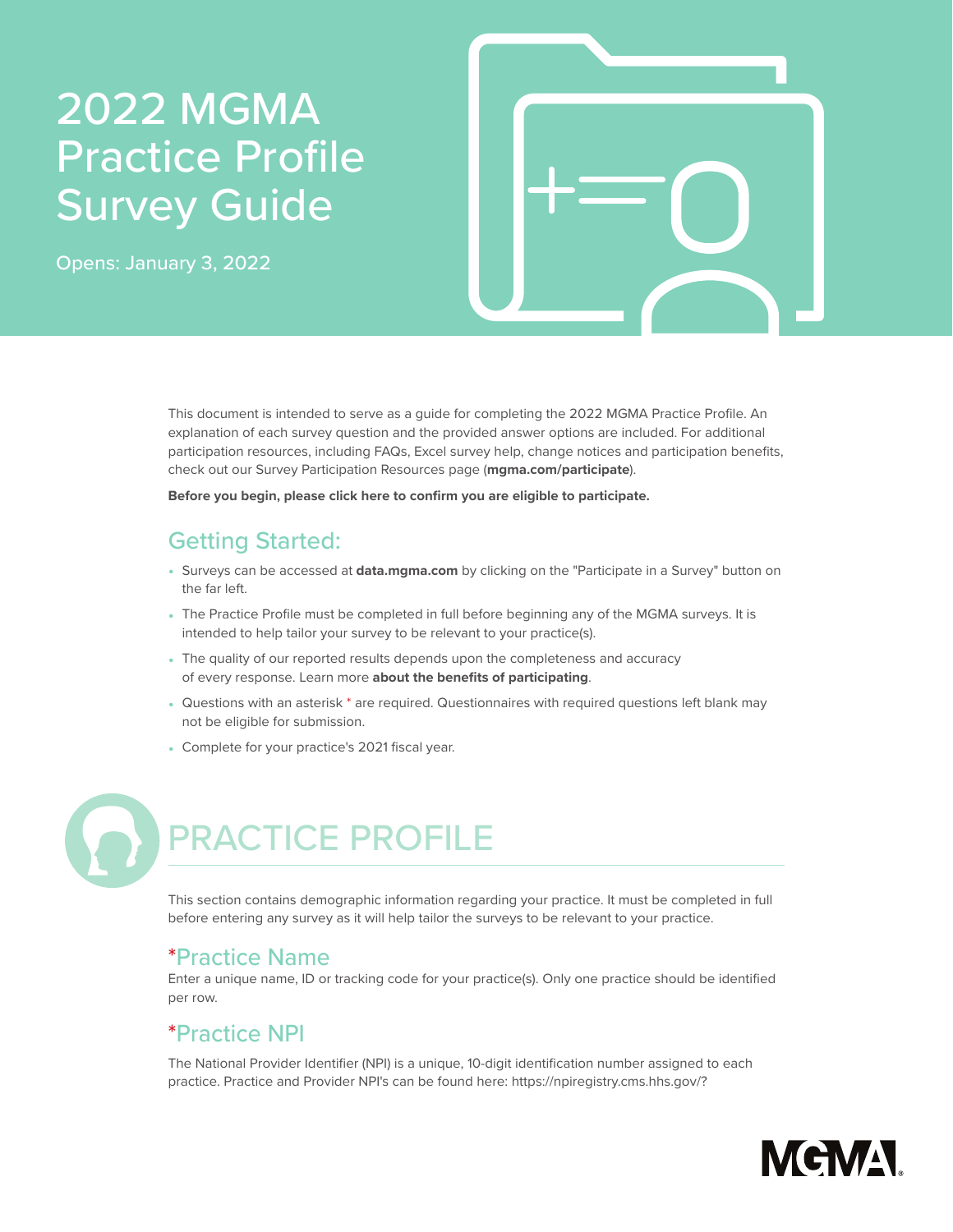# 2022 MGMA Practice Profile Survey Guide

Opens: January 3, 2022

This document is intended to serve as a guide for completing the 2022 MGMA Practice Profile. An explanation of each survey question and the provided answer options are included. For additional participation resources, including FAQs, Excel survey help, change notices and participation benefits, check out our Survey Participation Resources page (**mgma.com/participate**).

**Before you begin, please click here to confirm you are eligible to participate.**

## Getting Started:

- Surveys can be accessed at **data.mgma.com** by clicking on the "Participate in a Survey" button on the far left.
- The Practice Profile must be completed in full before beginning any of the MGMA surveys. It is intended to help tailor your survey to be relevant to your practice(s).
- The quality of our reported results depends upon the completeness and accuracy of every response. Learn more **about the benefits of participating**.
- Questions with an asterisk * are required. Questionnaires with required questions left blank may not be eligible for submission.
- Complete for your practice's 2021 fiscal year.

# PRACTICE PROFILE

This section contains demographic information regarding your practice. It must be completed in full before entering any survey as it will help tailor the surveys to be relevant to your practice.

## *Practice Name

Enter a unique name, ID or tracking code for your practice(s). Only one practice should be identified per row.

## *Practice NPI

The National Provider Identifier (NPI) is a unique, 10-digit identification number assigned to each practice. Practice and Provider NPI's can be found here: https://npiregistry.cms.hhs.gov/?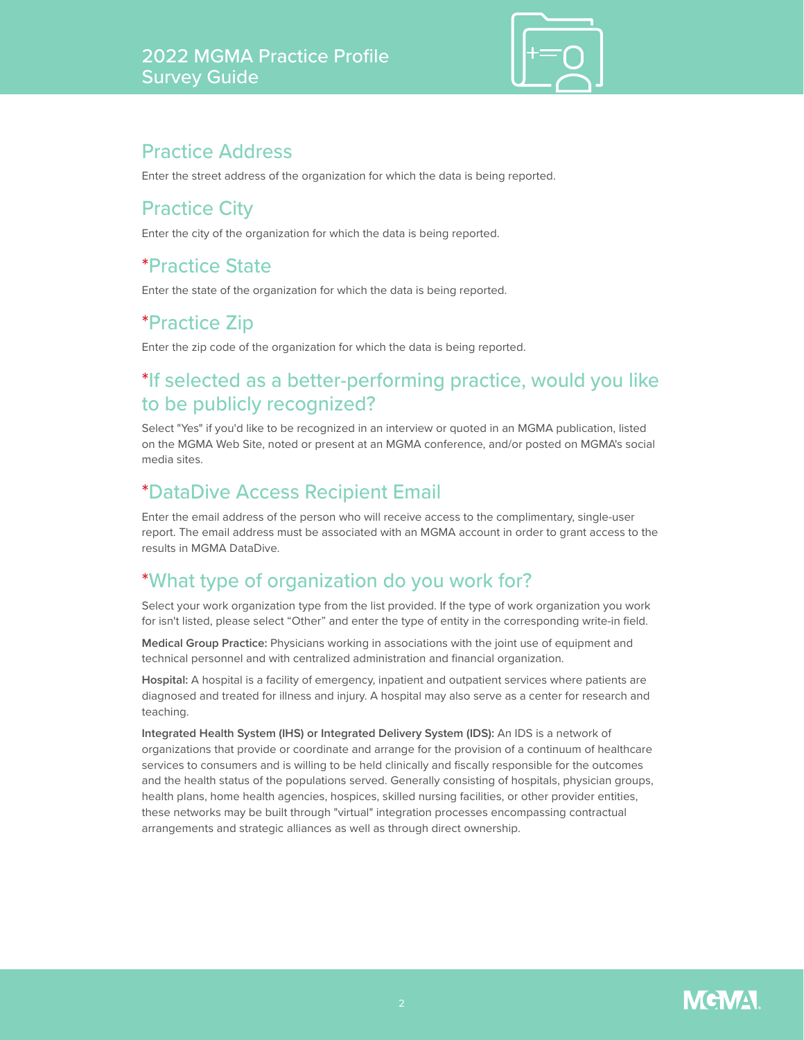## Practice Address

Enter the street address of the organization for which the data is being reported.

## Practice City

Enter the city of the organization for which the data is being reported.

## *Practice State

Enter the state of the organization for which the data is being reported.

## *Practice Zip

Enter the zip code of the organization for which the data is being reported.

## *If selected as a better-performing practice, would you like to be publicly recognized?

Select "Yes" if you'd like to be recognized in an interview or quoted in an MGMA publication, listed on the MGMA Web Site, noted or present at an MGMA conference, and/or posted on MGMA's social media sites.

## *DataDive Access Recipient Email

Enter the email address of the person who will receive access to the complimentary, single-user report. The email address must be associated with an MGMA account in order to grant access to the results in MGMA DataDive.

## *What type of organization do you work for?

Select your work organization type from the list provided. If the type of work organization you work for isn't listed, please select "Other" and enter the type of entity in the corresponding write-in field.

**Medical Group Practice:** Physicians working in associations with the joint use of equipment and technical personnel and with centralized administration and financial organization.

**Hospital:** A hospital is a facility of emergency, inpatient and outpatient services where patients are diagnosed and treated for illness and injury. A hospital may also serve as a center for research and teaching.

**Integrated Health System (IHS) or Integrated Delivery System (IDS):** An IDS is a network of organizations that provide or coordinate and arrange for the provision of a continuum of healthcare services to consumers and is willing to be held clinically and fiscally responsible for the outcomes and the health status of the populations served. Generally consisting of hospitals, physician groups, health plans, home health agencies, hospices, skilled nursing facilities, or other provider entities, these networks may be built through "virtual" integration processes encompassing contractual arrangements and strategic alliances as well as through direct ownership.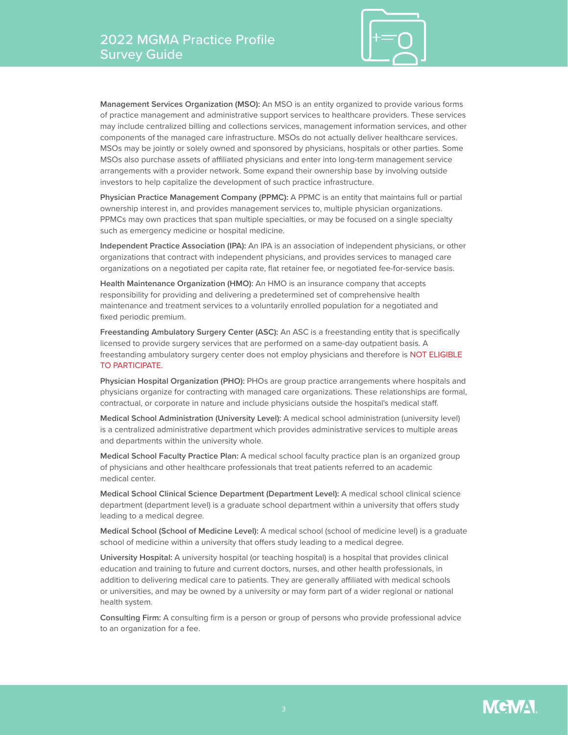**Management Services Organization (MSO):** An MSO is an entity organized to provide various forms of practice management and administrative support services to healthcare providers. These services may include centralized billing and collections services, management information services, and other components of the managed care infrastructure. MSOs do not actually deliver healthcare services. MSOs may be jointly or solely owned and sponsored by physicians, hospitals or other parties. Some MSOs also purchase assets of affiliated physicians and enter into long-term management service arrangements with a provider network. Some expand their ownership base by involving outside investors to help capitalize the development of such practice infrastructure.

**Physician Practice Management Company (PPMC):** A PPMC is an entity that maintains full or partial ownership interest in, and provides management services to, multiple physician organizations. PPMCs may own practices that span multiple specialties, or may be focused on a single specialty such as emergency medicine or hospital medicine.

**Independent Practice Association (IPA):** An IPA is an association of independent physicians, or other organizations that contract with independent physicians, and provides services to managed care organizations on a negotiated per capita rate, flat retainer fee, or negotiated fee-for-service basis.

**Health Maintenance Organization (HMO):** An HMO is an insurance company that accepts responsibility for providing and delivering a predetermined set of comprehensive health maintenance and treatment services to a voluntarily enrolled population for a negotiated and fixed periodic premium.

**Freestanding Ambulatory Surgery Center (ASC):** An ASC is a freestanding entity that is specifically licensed to provide surgery services that are performed on a same-day outpatient basis. A freestanding ambulatory surgery center does not employ physicians and therefore is NOT ELIGIBLE TO PARTICIPATE.

**Physician Hospital Organization (PHO):** PHOs are group practice arrangements where hospitals and physicians organize for contracting with managed care organizations. These relationships are formal, contractual, or corporate in nature and include physicians outside the hospital's medical staff.

**Medical School Administration (University Level):** A medical school administration (university level) is a centralized administrative department which provides administrative services to multiple areas and departments within the university whole.

**Medical School Faculty Practice Plan:** A medical school faculty practice plan is an organized group of physicians and other healthcare professionals that treat patients referred to an academic medical center.

**Medical School Clinical Science Department (Department Level):** A medical school clinical science department (department level) is a graduate school department within a university that offers study leading to a medical degree.

**Medical School (School of Medicine Level):** A medical school (school of medicine level) is a graduate school of medicine within a university that offers study leading to a medical degree.

**University Hospital:** A university hospital (or teaching hospital) is a hospital that provides clinical education and training to future and current doctors, nurses, and other health professionals, in addition to delivering medical care to patients. They are generally affiliated with medical schools or universities, and may be owned by a university or may form part of a wider regional or national health system.

**Consulting Firm:** A consulting firm is a person or group of persons who provide professional advice to an organization for a fee.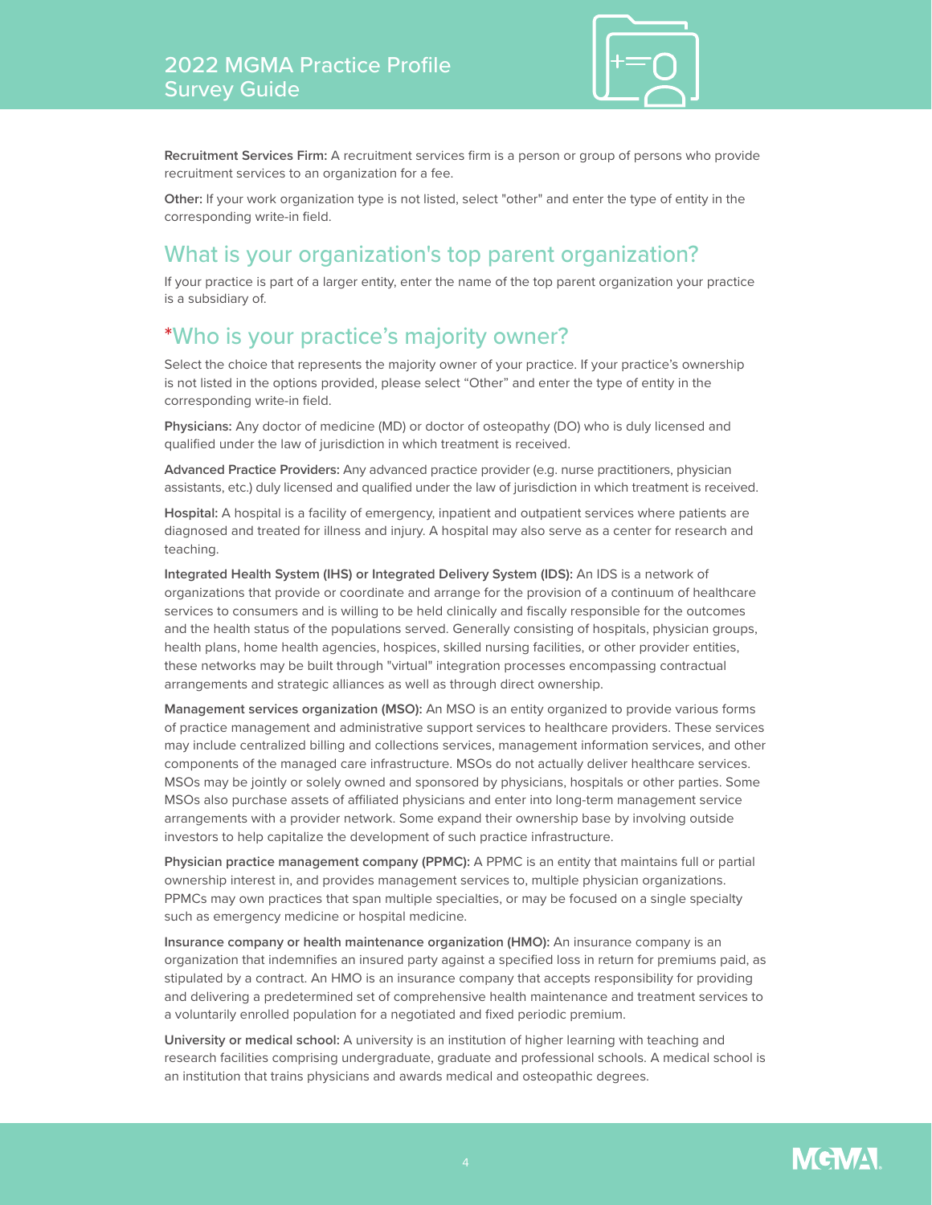**Recruitment Services Firm:** A recruitment services firm is a person or group of persons who provide recruitment services to an organization for a fee.

**Other:** If your work organization type is not listed, select "other" and enter the type of entity in the corresponding write-in field.

## What is your organization's top parent organization?

If your practice is part of a larger entity, enter the name of the top parent organization your practice is a subsidiary of.

## *Who is your practice's majority owner?

Select the choice that represents the majority owner of your practice. If your practice's ownership is not listed in the options provided, please select "Other" and enter the type of entity in the corresponding write-in field.

**Physicians:** Any doctor of medicine (MD) or doctor of osteopathy (DO) who is duly licensed and qualified under the law of jurisdiction in which treatment is received.

**Advanced Practice Providers:** Any advanced practice provider (e.g. nurse practitioners, physician assistants, etc.) duly licensed and qualified under the law of jurisdiction in which treatment is received.

**Hospital:** A hospital is a facility of emergency, inpatient and outpatient services where patients are diagnosed and treated for illness and injury. A hospital may also serve as a center for research and teaching.

**Integrated Health System (IHS) or Integrated Delivery System (IDS):** An IDS is a network of organizations that provide or coordinate and arrange for the provision of a continuum of healthcare services to consumers and is willing to be held clinically and fiscally responsible for the outcomes and the health status of the populations served. Generally consisting of hospitals, physician groups, health plans, home health agencies, hospices, skilled nursing facilities, or other provider entities, these networks may be built through "virtual" integration processes encompassing contractual arrangements and strategic alliances as well as through direct ownership.

**Management services organization (MSO):** An MSO is an entity organized to provide various forms of practice management and administrative support services to healthcare providers. These services may include centralized billing and collections services, management information services, and other components of the managed care infrastructure. MSOs do not actually deliver healthcare services. MSOs may be jointly or solely owned and sponsored by physicians, hospitals or other parties. Some MSOs also purchase assets of affiliated physicians and enter into long-term management service arrangements with a provider network. Some expand their ownership base by involving outside investors to help capitalize the development of such practice infrastructure.

**Physician practice management company (PPMC):** A PPMC is an entity that maintains full or partial ownership interest in, and provides management services to, multiple physician organizations. PPMCs may own practices that span multiple specialties, or may be focused on a single specialty such as emergency medicine or hospital medicine.

**Insurance company or health maintenance organization (HMO):** An insurance company is an organization that indemnifies an insured party against a specified loss in return for premiums paid, as stipulated by a contract. An HMO is an insurance company that accepts responsibility for providing and delivering a predetermined set of comprehensive health maintenance and treatment services to a voluntarily enrolled population for a negotiated and fixed periodic premium.

**University or medical school:** A university is an institution of higher learning with teaching and research facilities comprising undergraduate, graduate and professional schools. A medical school is an institution that trains physicians and awards medical and osteopathic degrees.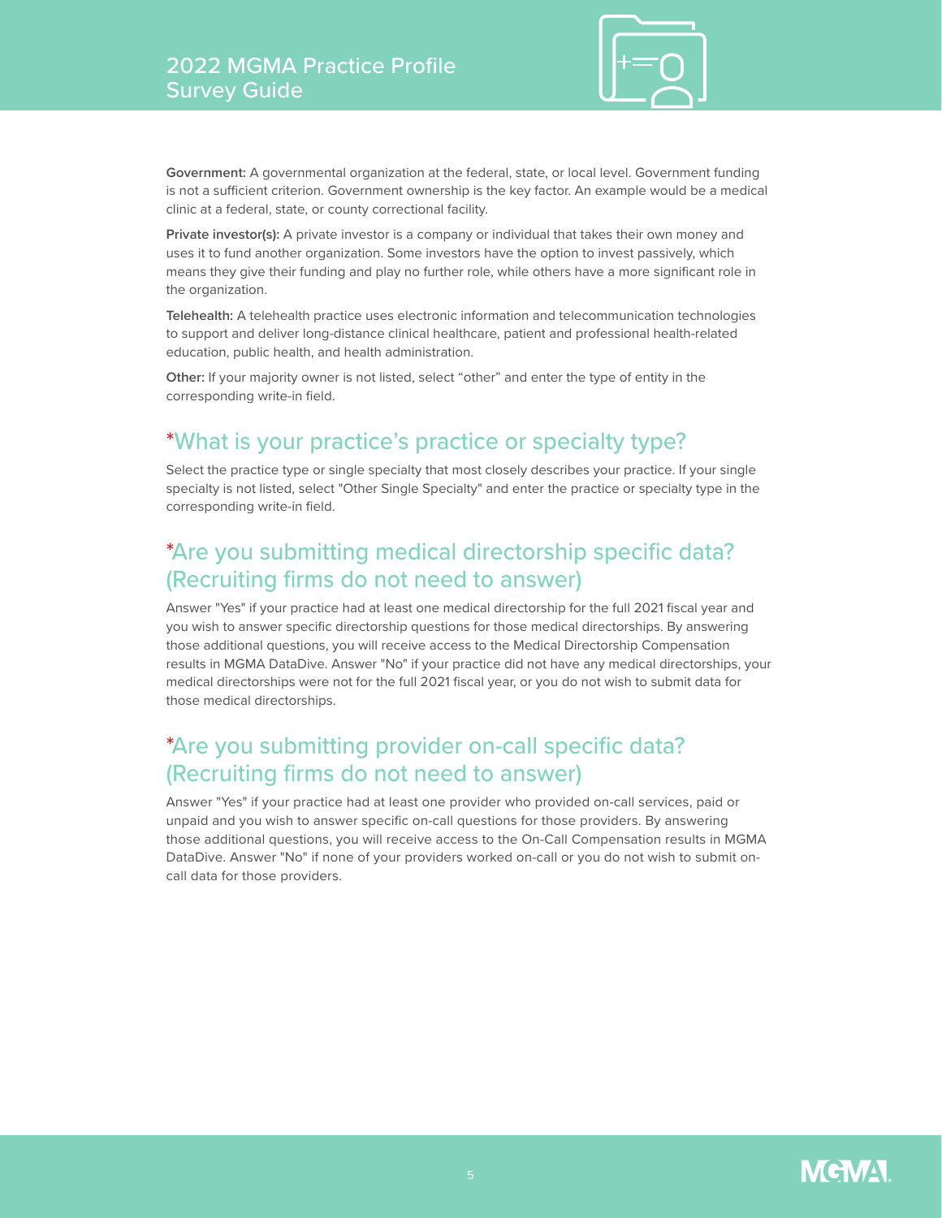**Government:** A governmental organization at the federal, state, or local level. Government funding is not a sufficient criterion. Government ownership is the key factor. An example would be a medical clinic at a federal, state, or county correctional facility.

**Private investor(s):** A private investor is a company or individual that takes their own money and uses it to fund another organization. Some investors have the option to invest passively, which means they give their funding and play no further role, while others have a more significant role in the organization.

**Telehealth:** A telehealth practice uses electronic information and telecommunication technologies to support and deliver long-distance clinical healthcare, patient and professional health-related education, public health, and health administration.

**Other:** If your majority owner is not listed, select “other” and enter the type of entity in the corresponding write-in field.

## *What is your practice’s practice or specialty type?

Select the practice type or single specialty that most closely describes your practice. If your single specialty is not listed, select "Other Single Specialty" and enter the practice or specialty type in the corresponding write-in field.

## *Are you submitting medical directorship specific data? (Recruiting firms do not need to answer)

Answer "Yes" if your practice had at least one medical directorship for the full 2021 fiscal year and you wish to answer specific directorship questions for those medical directorships. By answering those additional questions, you will receive access to the Medical Directorship Compensation results in MGMA DataDive. Answer "No" if your practice did not have any medical directorships, your medical directorships were not for the full 2021 fiscal year, or you do not wish to submit data for those medical directorships.

## *Are you submitting provider on-call specific data? (Recruiting firms do not need to answer)

Answer "Yes" if your practice had at least one provider who provided on-call services, paid or unpaid and you wish to answer specific on-call questions for those providers. By answering those additional questions, you will receive access to the On-Call Compensation results in MGMA DataDive. Answer "No" if none of your providers worked on-call or you do not wish to submit on-call data for those providers.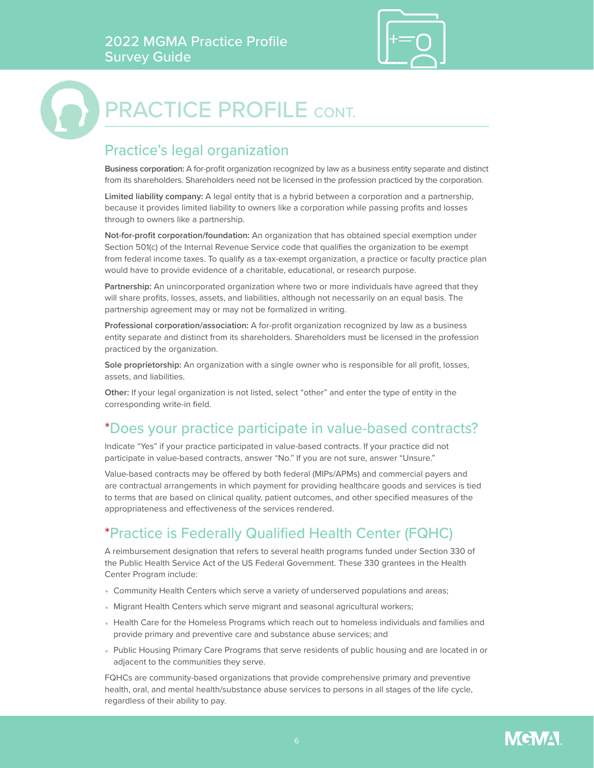# PRACTICE PROFILE CONT.

## Practice's legal organization

**Business corporation:** A for-profit organization recognized by law as a business entity separate and distinct from its shareholders. Shareholders need not be licensed in the profession practiced by the corporation.

**Limited liability company:** A legal entity that is a hybrid between a corporation and a partnership, because it provides limited liability to owners like a corporation while passing profits and losses through to owners like a partnership.

**Not-for-profit corporation/foundation:** An organization that has obtained special exemption under Section 501(c) of the Internal Revenue Service code that qualifies the organization to be exempt from federal income taxes. To qualify as a tax-exempt organization, a practice or faculty practice plan would have to provide evidence of a charitable, educational, or research purpose.

**Partnership:** An unincorporated organization where two or more individuals have agreed that they will share profits, losses, assets, and liabilities, although not necessarily on an equal basis. The partnership agreement may or may not be formalized in writing.

**Professional corporation/association:** A for-profit organization recognized by law as a business entity separate and distinct from its shareholders. Shareholders must be licensed in the profession practiced by the organization.

**Sole proprietorship:** An organization with a single owner who is responsible for all profit, losses, assets, and liabilities.

**Other:** If your legal organization is not listed, select "other" and enter the type of entity in the corresponding write-in field.

## *Does your practice participate in value-based contracts?

Indicate "Yes" if your practice participated in value-based contracts. If your practice did not participate in value-based contracts, answer "No." If you are not sure, answer "Unsure."

Value-based contracts may be offered by both federal (MIPs/APMs) and commercial payers and are contractual arrangements in which payment for providing healthcare goods and services is tied to terms that are based on clinical quality, patient outcomes, and other specified measures of the appropriateness and effectiveness of the services rendered.

## *Practice is Federally Qualified Health Center (FQHC)

A reimbursement designation that refers to several health programs funded under Section 330 of the Public Health Service Act of the US Federal Government. These 330 grantees in the Health Center Program include:

- Community Health Centers which serve a variety of underserved populations and areas;
- Migrant Health Centers which serve migrant and seasonal agricultural workers;
- Health Care for the Homeless Programs which reach out to homeless individuals and families and provide primary and preventive care and substance abuse services; and
- Public Housing Primary Care Programs that serve residents of public housing and are located in or adjacent to the communities they serve.

FQHCs are community-based organizations that provide comprehensive primary and preventive health, oral, and mental health/substance abuse services to persons in all stages of the life cycle, regardless of their ability to pay.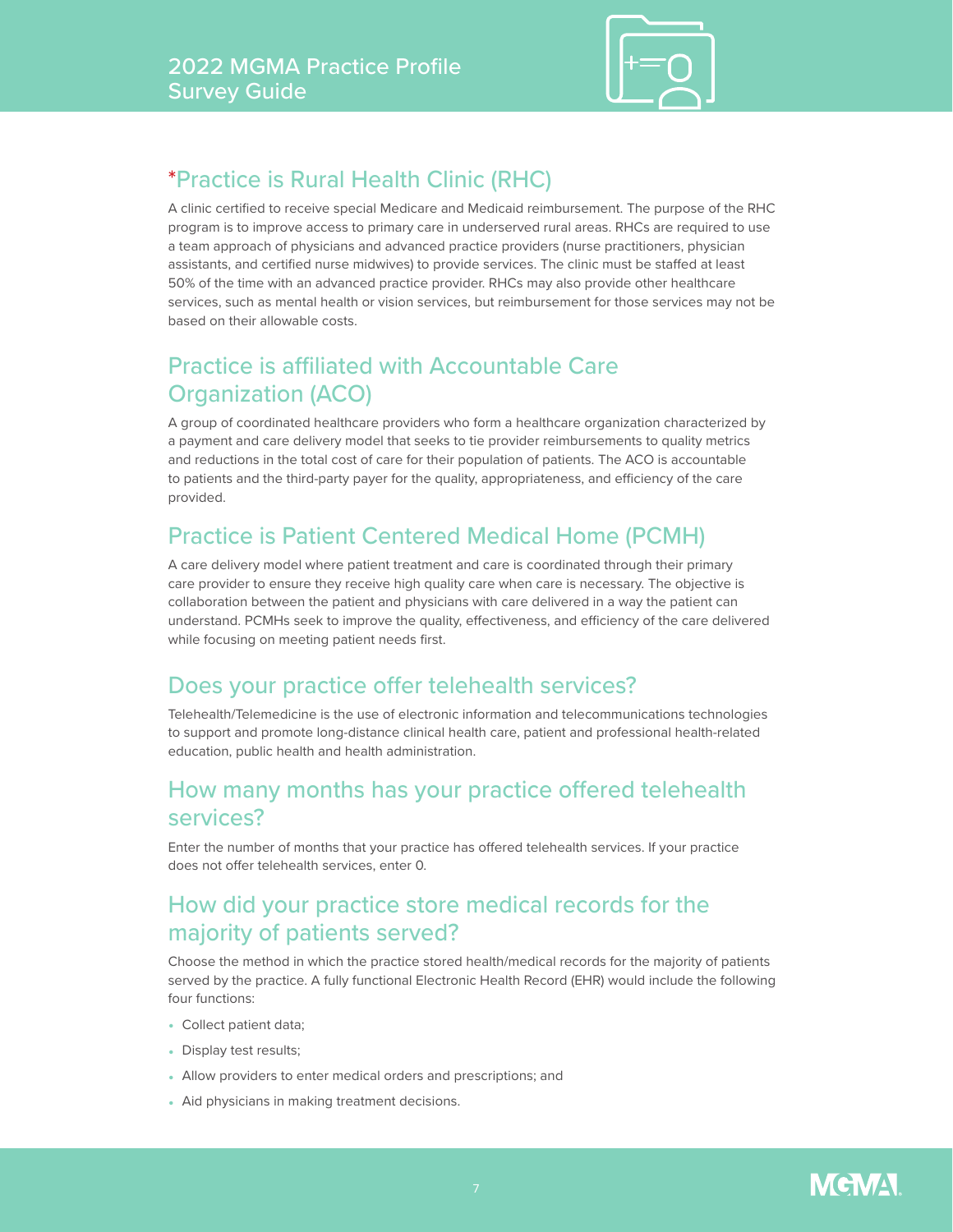## *Practice is Rural Health Clinic (RHC)

A clinic certified to receive special Medicare and Medicaid reimbursement. The purpose of the RHC program is to improve access to primary care in underserved rural areas. RHCs are required to use a team approach of physicians and advanced practice providers (nurse practitioners, physician assistants, and certified nurse midwives) to provide services. The clinic must be staffed at least 50% of the time with an advanced practice provider. RHCs may also provide other healthcare services, such as mental health or vision services, but reimbursement for those services may not be based on their allowable costs.

## Practice is affiliated with Accountable Care Organization (ACO)

A group of coordinated healthcare providers who form a healthcare organization characterized by a payment and care delivery model that seeks to tie provider reimbursements to quality metrics and reductions in the total cost of care for their population of patients. The ACO is accountable to patients and the third-party payer for the quality, appropriateness, and efficiency of the care provided.

## Practice is Patient Centered Medical Home (PCMH)

A care delivery model where patient treatment and care is coordinated through their primary care provider to ensure they receive high quality care when care is necessary. The objective is collaboration between the patient and physicians with care delivered in a way the patient can understand. PCMHs seek to improve the quality, effectiveness, and efficiency of the care delivered while focusing on meeting patient needs first.

## Does your practice offer telehealth services?

Telehealth/Telemedicine is the use of electronic information and telecommunications technologies to support and promote long-distance clinical health care, patient and professional health-related education, public health and health administration.

## How many months has your practice offered telehealth services?

Enter the number of months that your practice has offered telehealth services. If your practice does not offer telehealth services, enter 0.

## How did your practice store medical records for the majority of patients served?

Choose the method in which the practice stored health/medical records for the majority of patients served by the practice. A fully functional Electronic Health Record (EHR) would include the following four functions:

- Collect patient data;
- Display test results;
- Allow providers to enter medical orders and prescriptions; and
- Aid physicians in making treatment decisions.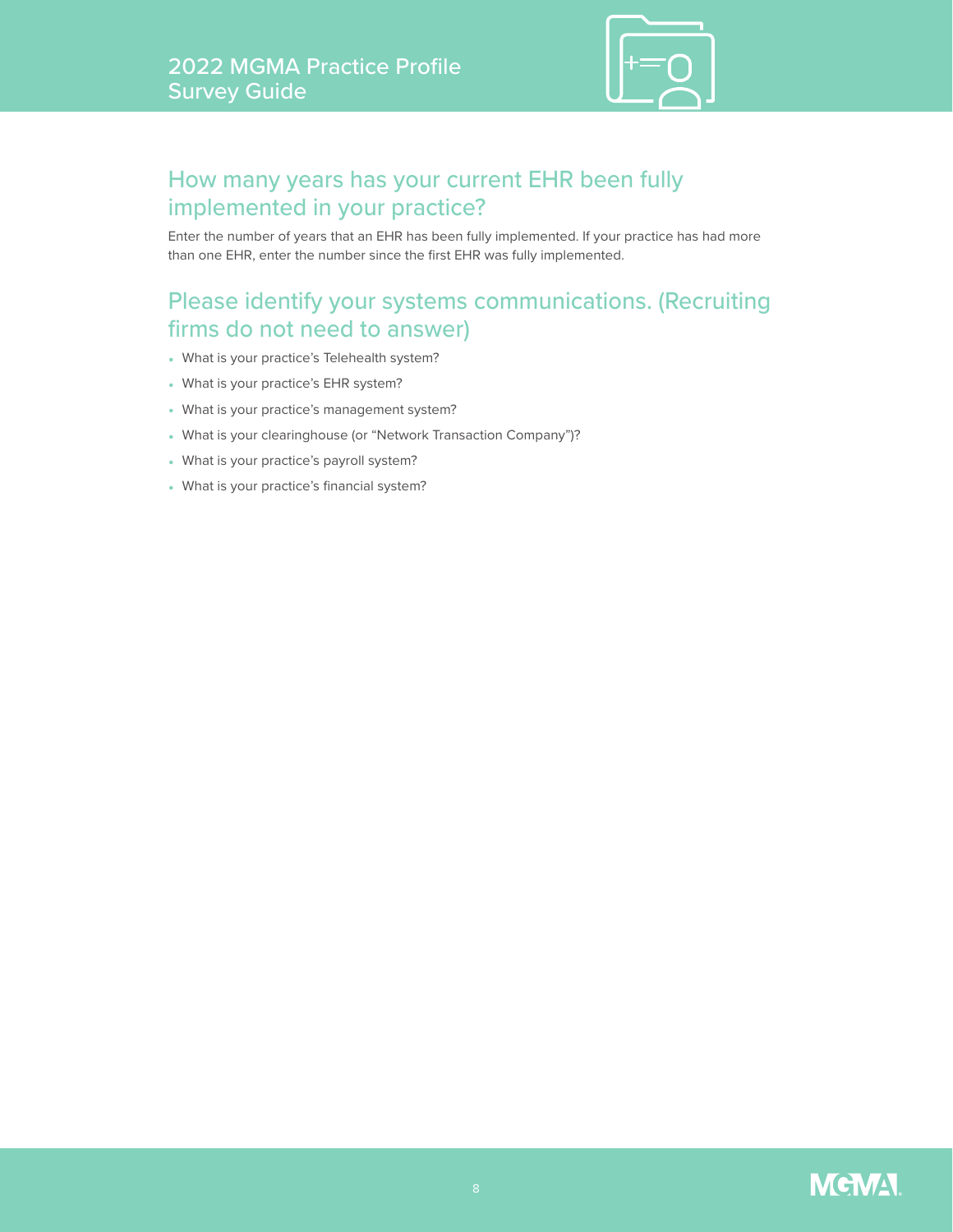## How many years has your current EHR been fully implemented in your practice?

Enter the number of years that an EHR has been fully implemented. If your practice has had more than one EHR, enter the number since the first EHR was fully implemented.

## Please identify your systems communications. (Recruiting firms do not need to answer)

- What is your practice's Telehealth system?
- What is your practice's EHR system?
- What is your practice's management system?
- What is your clearinghouse (or "Network Transaction Company")?
- What is your practice's payroll system?
- What is your practice's financial system?